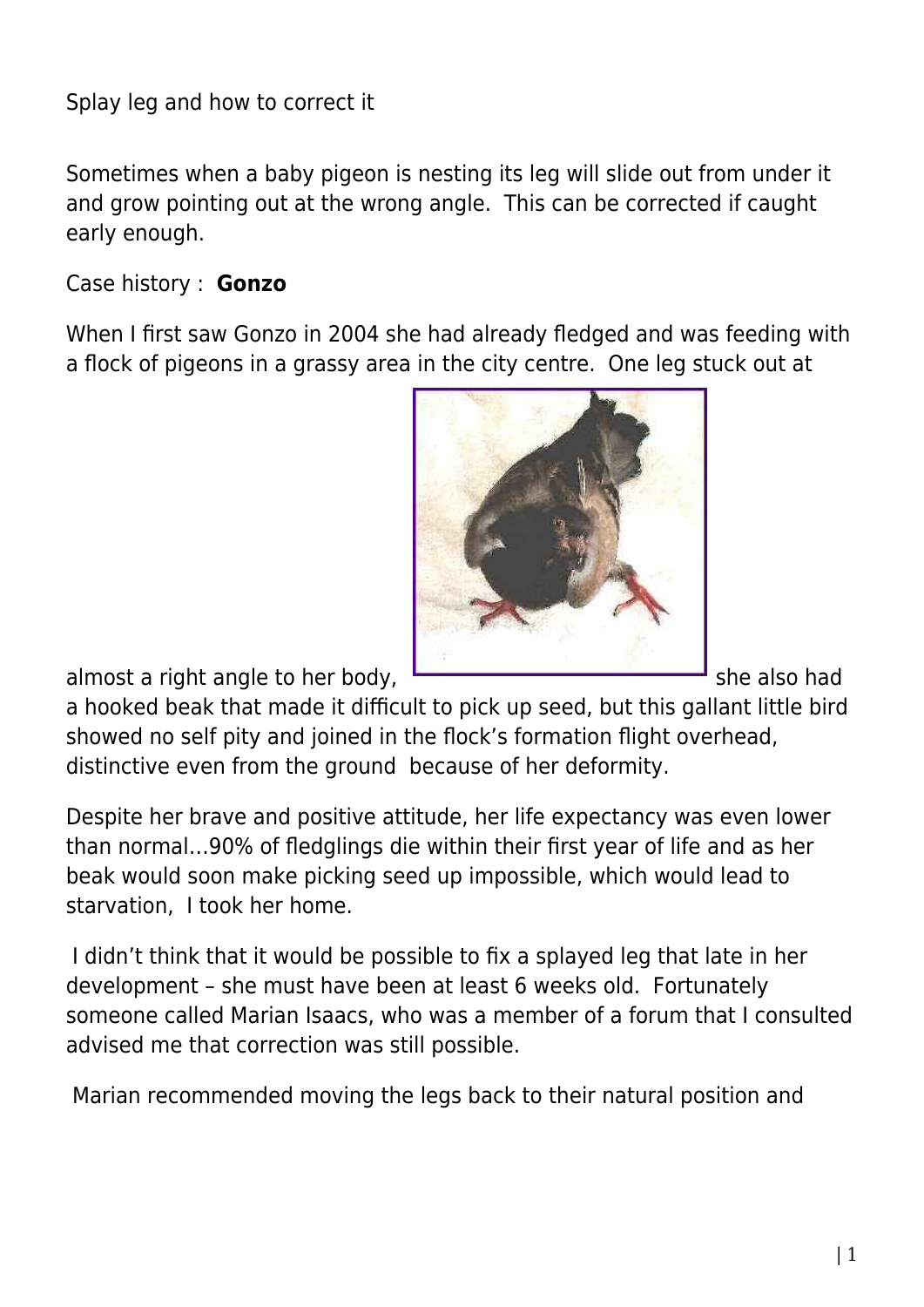# Splay leg and how to correct it

Sometimes when a baby pigeon is nesting its leg will slide out from under it and grow pointing out at the wrong angle. This can be corrected if caught early enough.

Case history : **Gonzo**

When I first saw Gonzo in 2004 she had already fledged and was feeding with a flock of pigeons in a grassy area in the city centre. One leg stuck out at almost a right angle to her body, she also had a hooked beak that made it difficult to pick up seed, but this gallant little bird showed no self pity and joined in the flock's formation flight overhead, distinctive even from the ground because of her deformity.

Despite her brave and positive attitude, her life expectancy was even lower than normal…90% of fledglings die within their first year of life and as her beak would soon make picking seed up impossible, which would lead to starvation, I took her home.

I didn't think that it would be possible to fix a splayed leg that late in her development – she must have been at least 6 weeks old. Fortunately someone called Marian Isaacs, who was a member of a forum that I consulted advised me that correction was still possible.

Marian recommended moving the legs back to their natural position and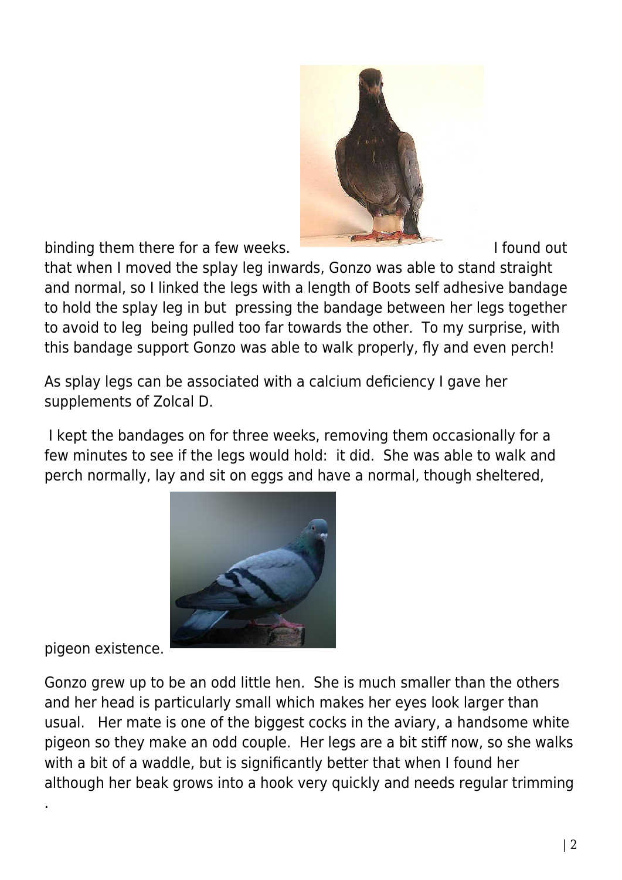binding them there for a few weeks. I found out that when I moved the splay leg inwards, Gonzo was able to stand straight and normal, so I linked the legs with a length of Boots self adhesive bandage to hold the splay leg in but pressing the bandage between her legs together to avoid to leg being pulled too far towards the other. To my surprise, with this bandage support Gonzo was able to walk properly, fly and even perch!

As splay legs can be associated with a calcium deficiency I gave her supplements of Zolcal D.

I kept the bandages on for three weeks, removing them occasionally for a few minutes to see if the legs would hold: it did. She was able to walk and perch normally, lay and sit on eggs and have a normal, though sheltered, pigeon existence.

Gonzo grew up to be an odd little hen. She is much smaller than the others and her head is particularly small which makes her eyes look larger than usual. Her mate is one of the biggest cocks in the aviary, a handsome white pigeon so they make an odd couple. Her legs are a bit stiff now, so she walks with a bit of a waddle, but is significantly better that when I found her although her beak grows into a hook very quickly and needs regular trimming .